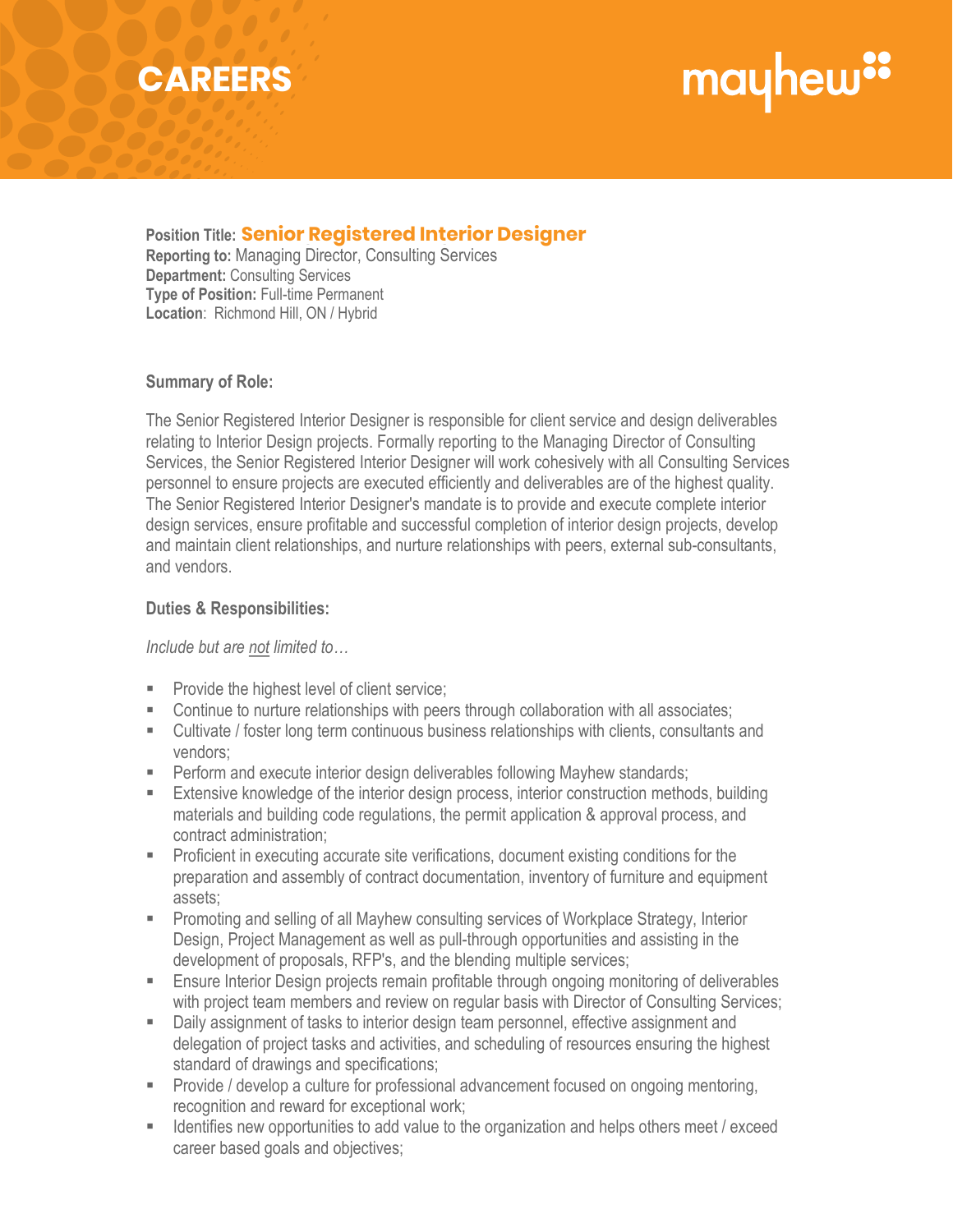# CAREERS

mayhew

**Position Title:** **Senior Registered Interior Designer**
**Reporting to:** Managing Director, Consulting Services
**Department:** Consulting Services
**Type of Position:** Full-time Permanent
**Location**: Richmond Hill, ON / Hybrid

## Summary of Role:

The Senior Registered Interior Designer is responsible for client service and design deliverables relating to Interior Design projects. Formally reporting to the Managing Director of Consulting Services, the Senior Registered Interior Designer will work cohesively with all Consulting Services personnel to ensure projects are executed efficiently and deliverables are of the highest quality. The Senior Registered Interior Designer's mandate is to provide and execute complete interior design services, ensure profitable and successful completion of interior design projects, develop and maintain client relationships, and nurture relationships with peers, external sub-consultants, and vendors.

## Duties & Responsibilities:

*Include but are <u>not</u> limited to…*

- Provide the highest level of client service;
- Continue to nurture relationships with peers through collaboration with all associates;
- Cultivate / foster long term continuous business relationships with clients, consultants and vendors;
- Perform and execute interior design deliverables following Mayhew standards;
- Extensive knowledge of the interior design process, interior construction methods, building materials and building code regulations, the permit application & approval process, and contract administration;
- Proficient in executing accurate site verifications, document existing conditions for the preparation and assembly of contract documentation, inventory of furniture and equipment assets;
- Promoting and selling of all Mayhew consulting services of Workplace Strategy, Interior Design, Project Management as well as pull-through opportunities and assisting in the development of proposals, RFP's, and the blending multiple services;
- Ensure Interior Design projects remain profitable through ongoing monitoring of deliverables with project team members and review on regular basis with Director of Consulting Services;
- Daily assignment of tasks to interior design team personnel, effective assignment and delegation of project tasks and activities, and scheduling of resources ensuring the highest standard of drawings and specifications;
- Provide / develop a culture for professional advancement focused on ongoing mentoring, recognition and reward for exceptional work;
- Identifies new opportunities to add value to the organization and helps others meet / exceed career based goals and objectives;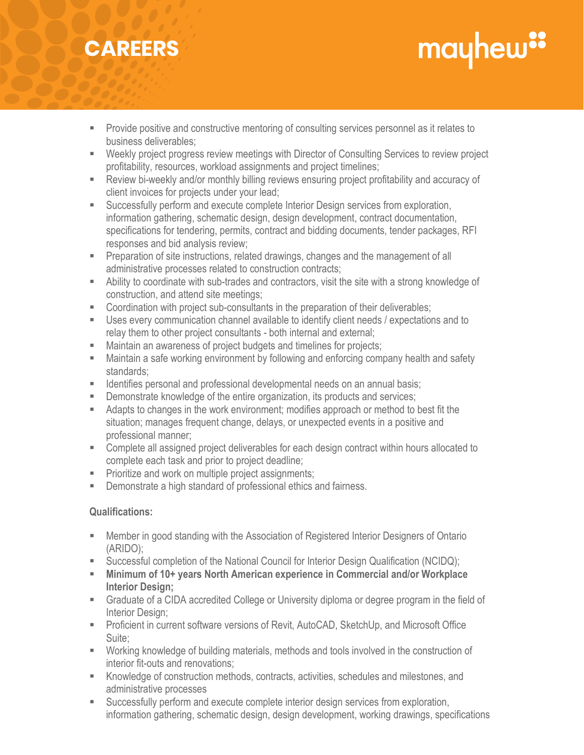- Provide positive and constructive mentoring of consulting services personnel as it relates to business deliverables;
- Weekly project progress review meetings with Director of Consulting Services to review project profitability, resources, workload assignments and project timelines;
- Review bi-weekly and/or monthly billing reviews ensuring project profitability and accuracy of client invoices for projects under your lead;
- Successfully perform and execute complete Interior Design services from exploration, information gathering, schematic design, design development, contract documentation, specifications for tendering, permits, contract and bidding documents, tender packages, RFI responses and bid analysis review;
- Preparation of site instructions, related drawings, changes and the management of all administrative processes related to construction contracts;
- Ability to coordinate with sub-trades and contractors, visit the site with a strong knowledge of construction, and attend site meetings;
- Coordination with project sub-consultants in the preparation of their deliverables;
- Uses every communication channel available to identify client needs / expectations and to relay them to other project consultants - both internal and external;
- Maintain an awareness of project budgets and timelines for projects;
- Maintain a safe working environment by following and enforcing company health and safety standards;
- Identifies personal and professional developmental needs on an annual basis;
- Demonstrate knowledge of the entire organization, its products and services;
- Adapts to changes in the work environment; modifies approach or method to best fit the situation; manages frequent change, delays, or unexpected events in a positive and professional manner;
- Complete all assigned project deliverables for each design contract within hours allocated to complete each task and prior to project deadline;
- Prioritize and work on multiple project assignments;
- Demonstrate a high standard of professional ethics and fairness.

**Qualifications:**

- Member in good standing with the Association of Registered Interior Designers of Ontario (ARIDO);
- Successful completion of the National Council for Interior Design Qualification (NCIDQ);
- **Minimum of 10+ years North American experience in Commercial and/or Workplace Interior Design;**
- Graduate of a CIDA accredited College or University diploma or degree program in the field of Interior Design;
- Proficient in current software versions of Revit, AutoCAD, SketchUp, and Microsoft Office Suite;
- Working knowledge of building materials, methods and tools involved in the construction of interior fit-outs and renovations;
- Knowledge of construction methods, contracts, activities, schedules and milestones, and administrative processes
- Successfully perform and execute complete interior design services from exploration, information gathering, schematic design, design development, working drawings, specifications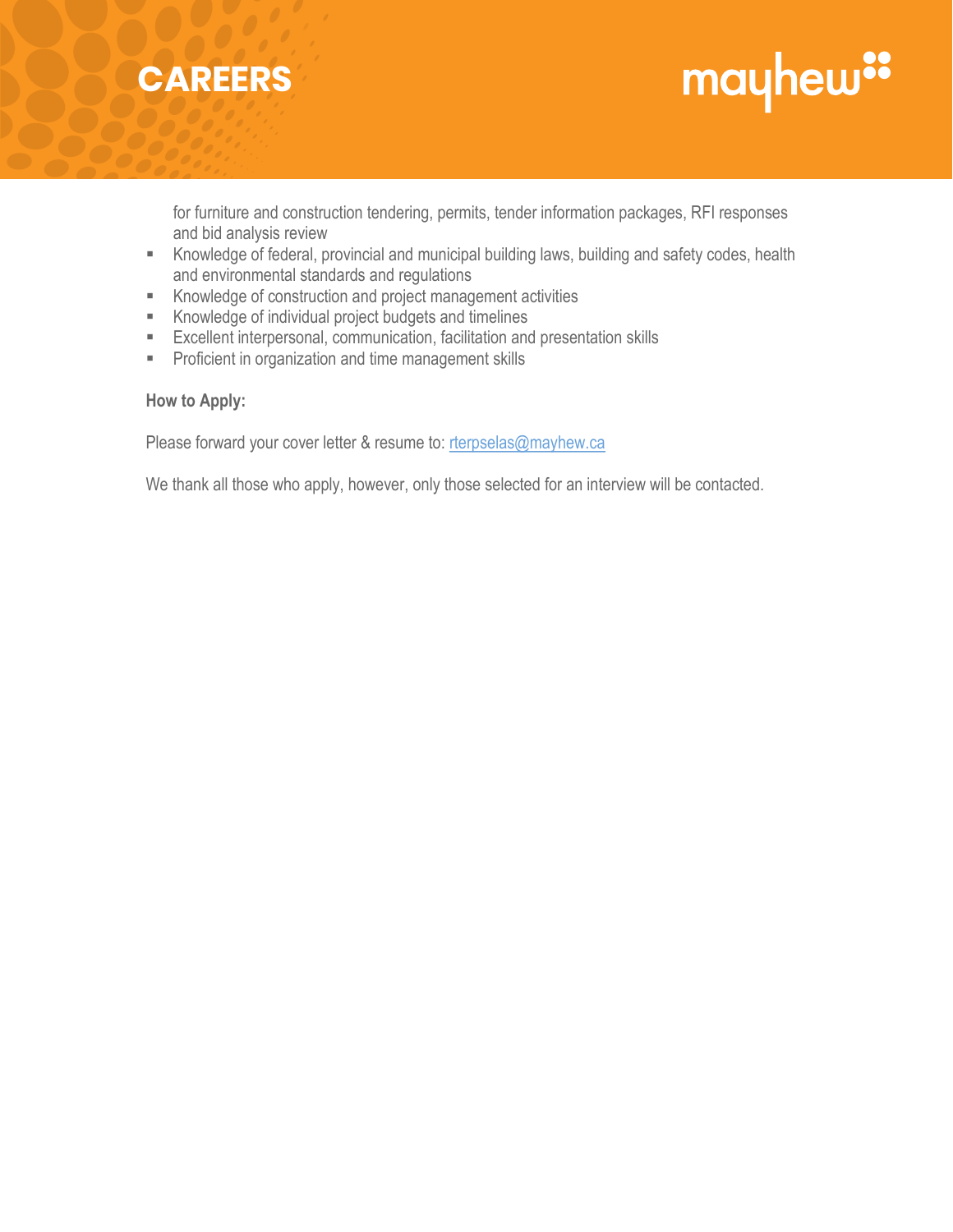for furniture and construction tendering, permits, tender information packages, RFI responses and bid analysis review

- Knowledge of federal, provincial and municipal building laws, building and safety codes, health and environmental standards and regulations
- Knowledge of construction and project management activities
- Knowledge of individual project budgets and timelines
- Excellent interpersonal, communication, facilitation and presentation skills
- Proficient in organization and time management skills

**How to Apply:**

Please forward your cover letter & resume to: rterpselas@mayhew.ca

We thank all those who apply, however, only those selected for an interview will be contacted.